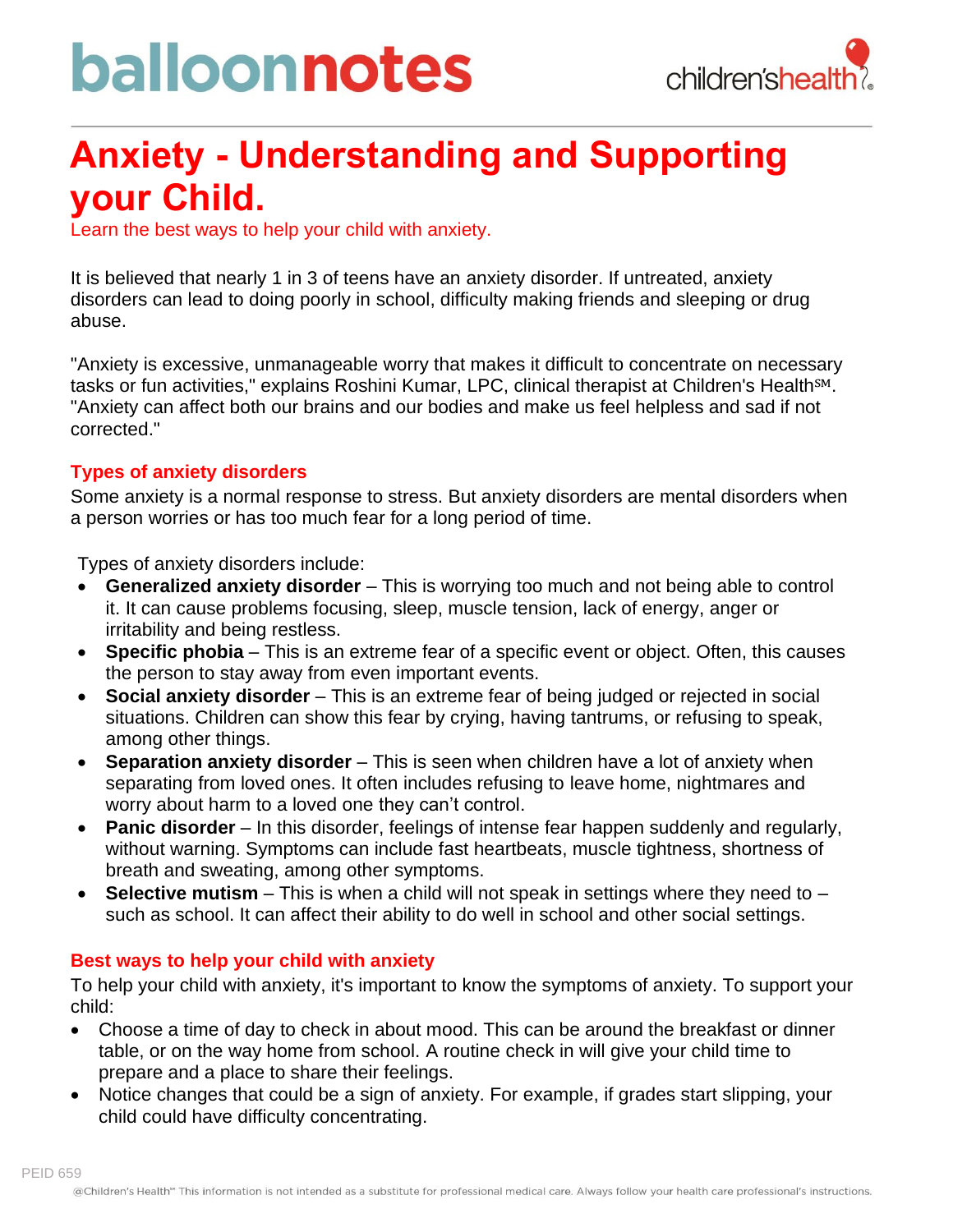# Anxiety - Understanding and Supporting your Child.

Learn the best ways to help your child with anxiety.

It is believed that nearly 1 in 3 of teens have an anxiety disorder. If untreated, anxiety disorders can lead to doing poorly in school, difficulty making friends and sleeping or drug abuse.

"Anxiety is excessive, unmanageable worry that makes it difficult to concentrate on necessary tasks or fun activities," explains Roshini Kumar, LPC, clinical therapist at Children's Health℠. "Anxiety can affect both our brains and our bodies and make us feel helpless and sad if not corrected."

## Types of anxiety disorders

Some anxiety is a normal response to stress. But anxiety disorders are mental disorders when a person worries or has too much fear for a long period of time.

Types of anxiety disorders include:

- **Generalized anxiety disorder** – This is worrying too much and not being able to control it. It can cause problems focusing, sleep, muscle tension, lack of energy, anger or irritability and being restless.
- **Specific phobia** – This is an extreme fear of a specific event or object. Often, this causes the person to stay away from even important events.
- **Social anxiety disorder** – This is an extreme fear of being judged or rejected in social situations. Children can show this fear by crying, having tantrums, or refusing to speak, among other things.
- **Separation anxiety disorder** – This is seen when children have a lot of anxiety when separating from loved ones. It often includes refusing to leave home, nightmares and worry about harm to a loved one they can't control.
- **Panic disorder** – In this disorder, feelings of intense fear happen suddenly and regularly, without warning. Symptoms can include fast heartbeats, muscle tightness, shortness of breath and sweating, among other symptoms.
- **Selective mutism** – This is when a child will not speak in settings where they need to – such as school. It can affect their ability to do well in school and other social settings.

## Best ways to help your child with anxiety

To help your child with anxiety, it's important to know the symptoms of anxiety. To support your child:

- Choose a time of day to check in about mood. This can be around the breakfast or dinner table, or on the way home from school. A routine check in will give your child time to prepare and a place to share their feelings.
- Notice changes that could be a sign of anxiety. For example, if grades start slipping, your child could have difficulty concentrating.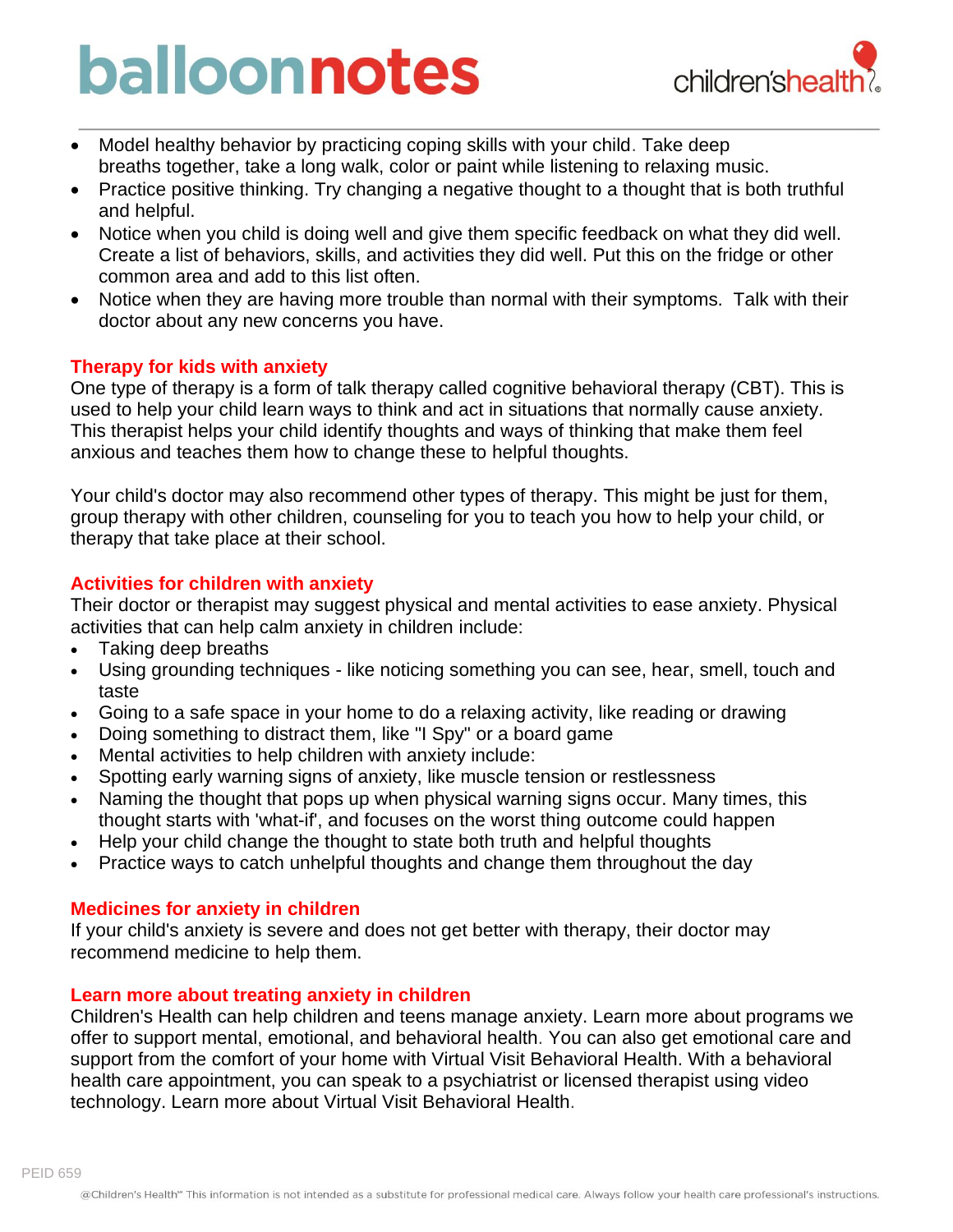- Model healthy behavior by practicing coping skills with your child. Take deep breaths together, take a long walk, color or paint while listening to relaxing music.
- Practice positive thinking. Try changing a negative thought to a thought that is both truthful and helpful.
- Notice when you child is doing well and give them specific feedback on what they did well. Create a list of behaviors, skills, and activities they did well. Put this on the fridge or other common area and add to this list often.
- Notice when they are having more trouble than normal with their symptoms. Talk with their doctor about any new concerns you have.

## Therapy for kids with anxiety

One type of therapy is a form of talk therapy called cognitive behavioral therapy (CBT). This is used to help your child learn ways to think and act in situations that normally cause anxiety. This therapist helps your child identify thoughts and ways of thinking that make them feel anxious and teaches them how to change these to helpful thoughts.

Your child's doctor may also recommend other types of therapy. This might be just for them, group therapy with other children, counseling for you to teach you how to help your child, or therapy that take place at their school.

## Activities for children with anxiety

Their doctor or therapist may suggest physical and mental activities to ease anxiety. Physical activities that can help calm anxiety in children include:

- Taking deep breaths
- Using grounding techniques - like noticing something you can see, hear, smell, touch and taste
- Going to a safe space in your home to do a relaxing activity, like reading or drawing
- Doing something to distract them, like "I Spy" or a board game
- Mental activities to help children with anxiety include:
- Spotting early warning signs of anxiety, like muscle tension or restlessness
- Naming the thought that pops up when physical warning signs occur. Many times, this thought starts with 'what-if', and focuses on the worst thing outcome could happen
- Help your child change the thought to state both truth and helpful thoughts
- Practice ways to catch unhelpful thoughts and change them throughout the day

## Medicines for anxiety in children

If your child's anxiety is severe and does not get better with therapy, their doctor may recommend medicine to help them.

## Learn more about treating anxiety in children

Children's Health can help children and teens manage anxiety. Learn more about programs we offer to support mental, emotional, and behavioral health. You can also get emotional care and support from the comfort of your home with Virtual Visit Behavioral Health. With a behavioral health care appointment, you can speak to a psychiatrist or licensed therapist using video technology. Learn more about Virtual Visit Behavioral Health.

PEID 659